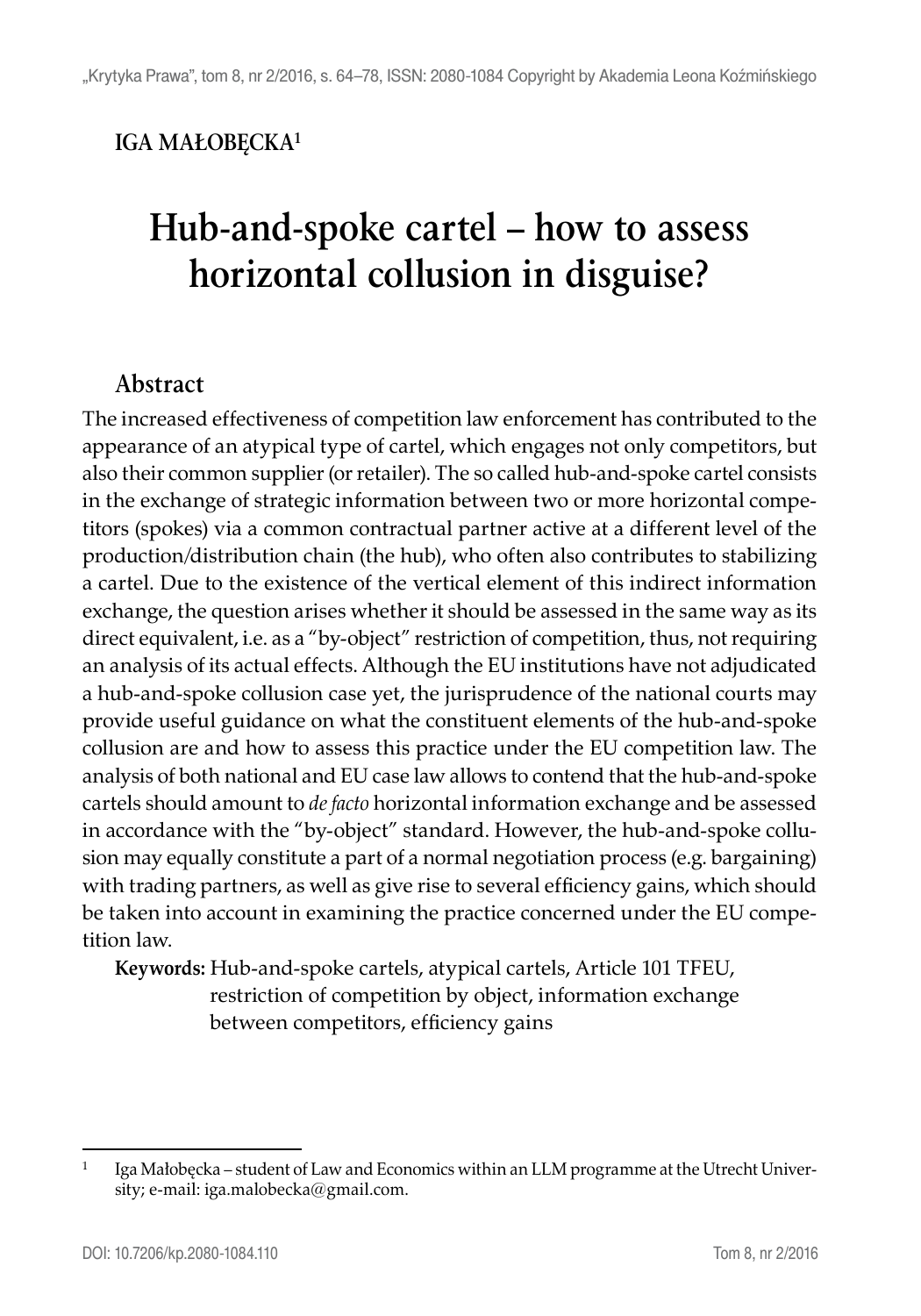**IGA MAŁOBĘCKA**[1]

# Hub-and-spoke cartel – how to assess horizontal collusion in disguise?

## Abstract

The increased effectiveness of competition law enforcement has contributed to the appearance of an atypical type of cartel, which engages not only competitors, but also their common supplier (or retailer). The so called hub-and-spoke cartel consists in the exchange of strategic information between two or more horizontal competitors (spokes) via a common contractual partner active at a different level of the production/distribution chain (the hub), who often also contributes to stabilizing a cartel. Due to the existence of the vertical element of this indirect information exchange, the question arises whether it should be assessed in the same way as its direct equivalent, i.e. as a "by-object" restriction of competition, thus, not requiring an analysis of its actual effects. Although the EU institutions have not adjudicated a hub-and-spoke collusion case yet, the jurisprudence of the national courts may provide useful guidance on what the constituent elements of the hub-and-spoke collusion are and how to assess this practice under the EU competition law. The analysis of both national and EU case law allows to contend that the hub-and-spoke cartels should amount to *de facto* horizontal information exchange and be assessed in accordance with the "by-object" standard. However, the hub-and-spoke collusion may equally constitute a part of a normal negotiation process (e.g. bargaining) with trading partners, as well as give rise to several efficiency gains, which should be taken into account in examining the practice concerned under the EU competition law.

**Keywords:** Hub-and-spoke cartels, atypical cartels, Article 101 TFEU, restriction of competition by object, information exchange between competitors, efficiency gains

---

[1] Iga Małobęcka – student of Law and Economics within an LLM programme at the Utrecht University; e-mail: iga.malobecka@gmail.com.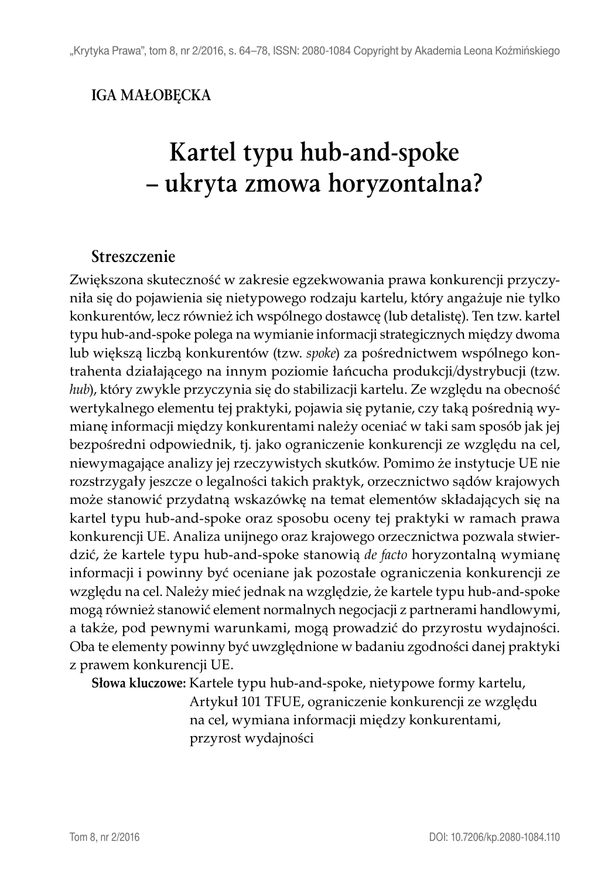**IGA MAŁOBĘCKA**

# Kartel typu hub-and-spoke – ukryta zmowa horyzontalna?

## Streszczenie

Zwiększona skuteczność w zakresie egzekwowania prawa konkurencji przyczyniła się do pojawienia się nietypowego rodzaju kartelu, który angażuje nie tylko konkurentów, lecz również ich wspólnego dostawcę (lub detalistę). Ten tzw. kartel typu hub-and-spoke polega na wymianie informacji strategicznych między dwoma lub większą liczbą konkurentów (tzw. *spoke*) za pośrednictwem wspólnego kontrahenta działającego na innym poziomie łańcucha produkcji/dystrybucji (tzw. *hub*), który zwykle przyczynia się do stabilizacji kartelu. Ze względu na obecność wertykalnego elementu tej praktyki, pojawia się pytanie, czy taką pośrednią wymianę informacji między konkurentami należy oceniać w taki sam sposób jak jej bezpośredni odpowiednik, tj. jako ograniczenie konkurencji ze względu na cel, niewymagające analizy jej rzeczywistych skutków. Pomimo że instytucje UE nie rozstrzygały jeszcze o legalności takich praktyk, orzecznictwo sądów krajowych może stanowić przydatną wskazówkę na temat elementów składających się na kartel typu hub-and-spoke oraz sposobu oceny tej praktyki w ramach prawa konkurencji UE. Analiza unijnego oraz krajowego orzecznictwa pozwala stwierdzić, że kartele typu hub-and-spoke stanowią *de facto* horyzontalną wymianę informacji i powinny być oceniane jak pozostałe ograniczenia konkurencji ze względu na cel. Należy mieć jednak na względzie, że kartele typu hub-and-spoke mogą również stanowić element normalnych negocjacji z partnerami handlowymi, a także, pod pewnymi warunkami, mogą prowadzić do przyrostu wydajności. Oba te elementy powinny być uwzględnione w badaniu zgodności danej praktyki z prawem konkurencji UE.

**Słowa kluczowe:** Kartele typu hub-and-spoke, nietypowe formy kartelu, Artykuł 101 TFUE, ograniczenie konkurencji ze względu na cel, wymiana informacji między konkurentami, przyrost wydajności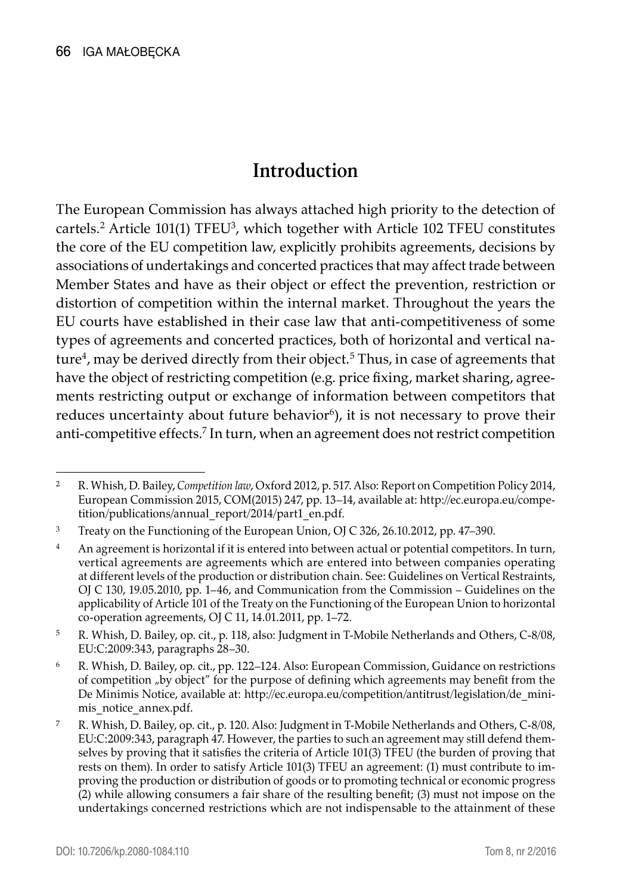## Introduction

The European Commission has always attached high priority to the detection of cartels.[2] Article 101(1) TFEU[3], which together with Article 102 TFEU constitutes the core of the EU competition law, explicitly prohibits agreements, decisions by associations of undertakings and concerted practices that may affect trade between Member States and have as their object or effect the prevention, restriction or distortion of competition within the internal market. Throughout the years the EU courts have established in their case law that anti-competitiveness of some types of agreements and concerted practices, both of horizontal and vertical nature[4], may be derived directly from their object.[5] Thus, in case of agreements that have the object of restricting competition (e.g. price fixing, market sharing, agreements restricting output or exchange of information between competitors that reduces uncertainty about future behavior[6]), it is not necessary to prove their anti-competitive effects.[7] In turn, when an agreement does not restrict competition

---

[2] R. Whish, D. Bailey, *Competition law*, Oxford 2012, p. 517. Also: Report on Competition Policy 2014, European Commission 2015, COM(2015) 247, pp. 13–14, available at: http://ec.europa.eu/competition/publications/annual_report/2014/part1_en.pdf.

[3] Treaty on the Functioning of the European Union, OJ C 326, 26.10.2012, pp. 47–390.

[4] An agreement is horizontal if it is entered into between actual or potential competitors. In turn, vertical agreements are agreements which are entered into between companies operating at different levels of the production or distribution chain. See: Guidelines on Vertical Restraints, OJ C 130, 19.05.2010, pp. 1–46, and Communication from the Commission – Guidelines on the applicability of Article 101 of the Treaty on the Functioning of the European Union to horizontal co-operation agreements, OJ C 11, 14.01.2011, pp. 1–72.

[5] R. Whish, D. Bailey, op. cit., p. 118, also: Judgment in T-Mobile Netherlands and Others, C-8/08, EU:C:2009:343, paragraphs 28–30.

[6] R. Whish, D. Bailey, op. cit., pp. 122–124. Also: European Commission, Guidance on restrictions of competition „by object" for the purpose of defining which agreements may benefit from the De Minimis Notice, available at: http://ec.europa.eu/competition/antitrust/legislation/de_minimis_notice_annex.pdf.

[7] R. Whish, D. Bailey, op. cit., p. 120. Also: Judgment in T-Mobile Netherlands and Others, C-8/08, EU:C:2009:343, paragraph 47. However, the parties to such an agreement may still defend themselves by proving that it satisfies the criteria of Article 101(3) TFEU (the burden of proving that rests on them). In order to satisfy Article 101(3) TFEU an agreement: (1) must contribute to improving the production or distribution of goods or to promoting technical or economic progress (2) while allowing consumers a fair share of the resulting benefit; (3) must not impose on the undertakings concerned restrictions which are not indispensable to the attainment of these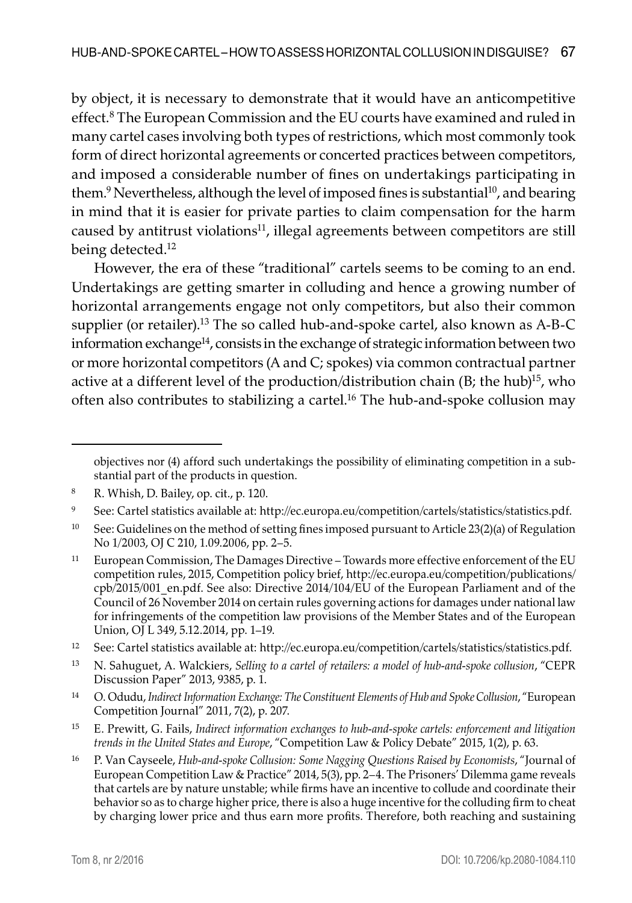by object, it is necessary to demonstrate that it would have an anticompetitive effect.[8] The European Commission and the EU courts have examined and ruled in many cartel cases involving both types of restrictions, which most commonly took form of direct horizontal agreements or concerted practices between competitors, and imposed a considerable number of fines on undertakings participating in them.[9] Nevertheless, although the level of imposed fines is substantial[10], and bearing in mind that it is easier for private parties to claim compensation for the harm caused by antitrust violations[11], illegal agreements between competitors are still being detected.[12]

However, the era of these "traditional" cartels seems to be coming to an end. Undertakings are getting smarter in colluding and hence a growing number of horizontal arrangements engage not only competitors, but also their common supplier (or retailer).[13] The so called hub-and-spoke cartel, also known as A-B-C information exchange[14], consists in the exchange of strategic information between two or more horizontal competitors (A and C; spokes) via common contractual partner active at a different level of the production/distribution chain (B; the hub)[15], who often also contributes to stabilizing a cartel.[16] The hub-and-spoke collusion may

---

objectives nor (4) afford such undertakings the possibility of eliminating competition in a substantial part of the products in question.

[8] R. Whish, D. Bailey, op. cit., p. 120.

[9] See: Cartel statistics available at: http://ec.europa.eu/competition/cartels/statistics/statistics.pdf.

[10] See: Guidelines on the method of setting fines imposed pursuant to Article 23(2)(a) of Regulation No 1/2003, OJ C 210, 1.09.2006, pp. 2–5.

[11] European Commission, The Damages Directive – Towards more effective enforcement of the EU competition rules, 2015, Competition policy brief, http://ec.europa.eu/competition/publications/cpb/2015/001_en.pdf. See also: Directive 2014/104/EU of the European Parliament and of the Council of 26 November 2014 on certain rules governing actions for damages under national law for infringements of the competition law provisions of the Member States and of the European Union, OJ L 349, 5.12.2014, pp. 1–19.

[12] See: Cartel statistics available at: http://ec.europa.eu/competition/cartels/statistics/statistics.pdf.

[13] N. Sahuguet, A. Walckiers, *Selling to a cartel of retailers: a model of hub-and-spoke collusion*, "CEPR Discussion Paper" 2013, 9385, p. 1.

[14] O. Odudu, *Indirect Information Exchange: The Constituent Elements of Hub and Spoke Collusion*, "European Competition Journal" 2011, 7(2), p. 207.

[15] E. Prewitt, G. Fails, *Indirect information exchanges to hub-and-spoke cartels: enforcement and litigation trends in the United States and Europe*, "Competition Law & Policy Debate" 2015, 1(2), p. 63.

[16] P. Van Cayseele, *Hub-and-spoke Collusion: Some Nagging Questions Raised by Economists*, "Journal of European Competition Law & Practice" 2014, 5(3), pp. 2–4. The Prisoners' Dilemma game reveals that cartels are by nature unstable; while firms have an incentive to collude and coordinate their behavior so as to charge higher price, there is also a huge incentive for the colluding firm to cheat by charging lower price and thus earn more profits. Therefore, both reaching and sustaining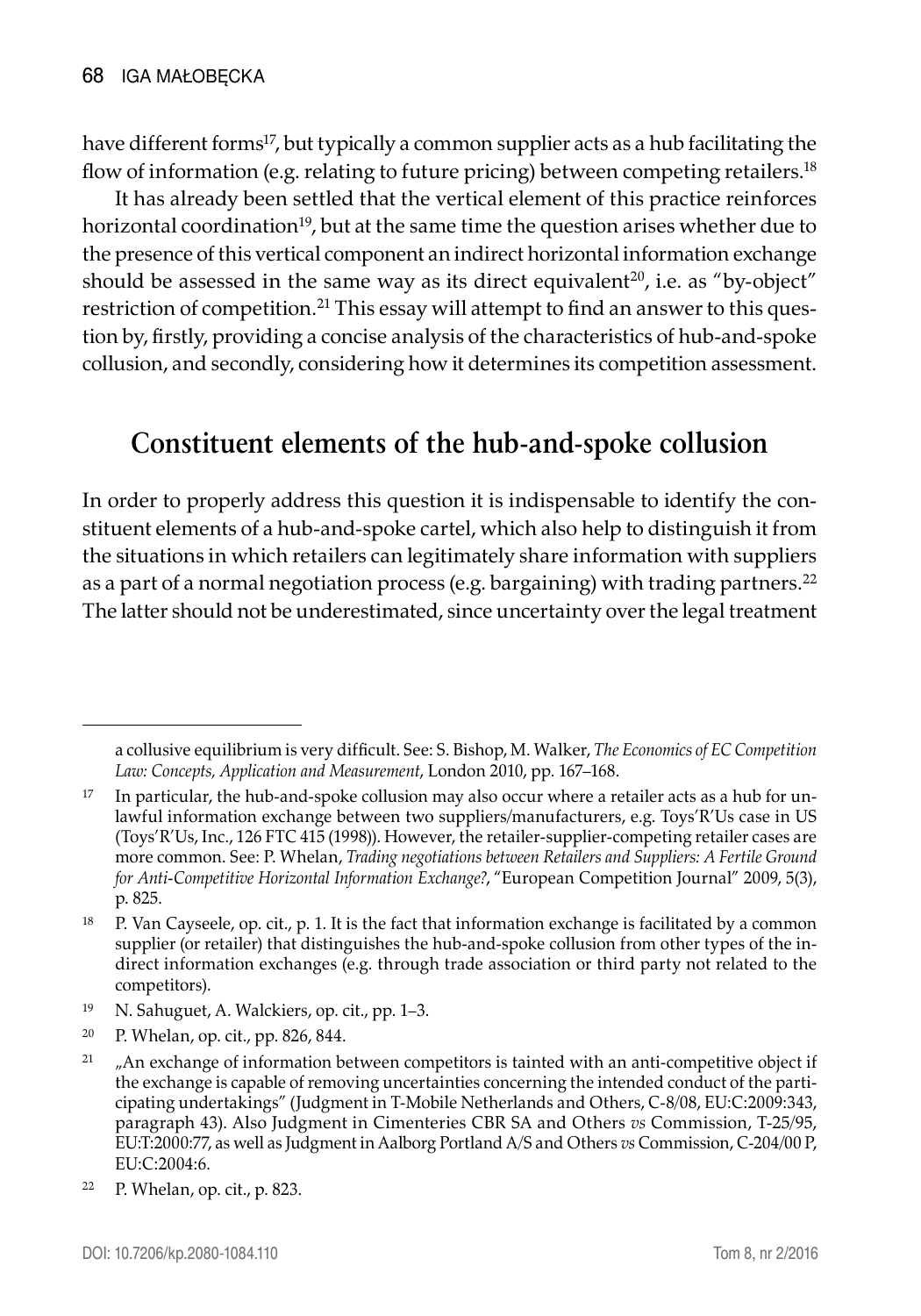have different forms[17], but typically a common supplier acts as a hub facilitating the flow of information (e.g. relating to future pricing) between competing retailers.[18]

It has already been settled that the vertical element of this practice reinforces horizontal coordination[19], but at the same time the question arises whether due to the presence of this vertical component an indirect horizontal information exchange should be assessed in the same way as its direct equivalent[20], i.e. as "by-object" restriction of competition.[21] This essay will attempt to find an answer to this question by, firstly, providing a concise analysis of the characteristics of hub-and-spoke collusion, and secondly, considering how it determines its competition assessment.

## Constituent elements of the hub-and-spoke collusion

In order to properly address this question it is indispensable to identify the constituent elements of a hub-and-spoke cartel, which also help to distinguish it from the situations in which retailers can legitimately share information with suppliers as a part of a normal negotiation process (e.g. bargaining) with trading partners.[22] The latter should not be underestimated, since uncertainty over the legal treatment

---

a collusive equilibrium is very difficult. See: S. Bishop, M. Walker, *The Economics of EC Competition Law: Concepts, Application and Measurement*, London 2010, pp. 167–168.

[17] In particular, the hub-and-spoke collusion may also occur where a retailer acts as a hub for unlawful information exchange between two suppliers/manufacturers, e.g. Toys'R'Us case in US (Toys'R'Us, Inc., 126 FTC 415 (1998)). However, the retailer-supplier-competing retailer cases are more common. See: P. Whelan, *Trading negotiations between Retailers and Suppliers: A Fertile Ground for Anti-Competitive Horizontal Information Exchange?*, "European Competition Journal" 2009, 5(3), p. 825.

[18] P. Van Cayseele, op. cit., p. 1. It is the fact that information exchange is facilitated by a common supplier (or retailer) that distinguishes the hub-and-spoke collusion from other types of the indirect information exchanges (e.g. through trade association or third party not related to the competitors).

[19] N. Sahuguet, A. Walckiers, op. cit., pp. 1–3.

[20] P. Whelan, op. cit., pp. 826, 844.

[21] „An exchange of information between competitors is tainted with an anti-competitive object if the exchange is capable of removing uncertainties concerning the intended conduct of the participating undertakings" (Judgment in T-Mobile Netherlands and Others, C-8/08, EU:C:2009:343, paragraph 43). Also Judgment in Cimenteries CBR SA and Others *vs* Commission, T-25/95, EU:T:2000:77, as well as Judgment in Aalborg Portland A/S and Others *vs* Commission, C-204/00 P, EU:C:2004:6.

[22] P. Whelan, op. cit., p. 823.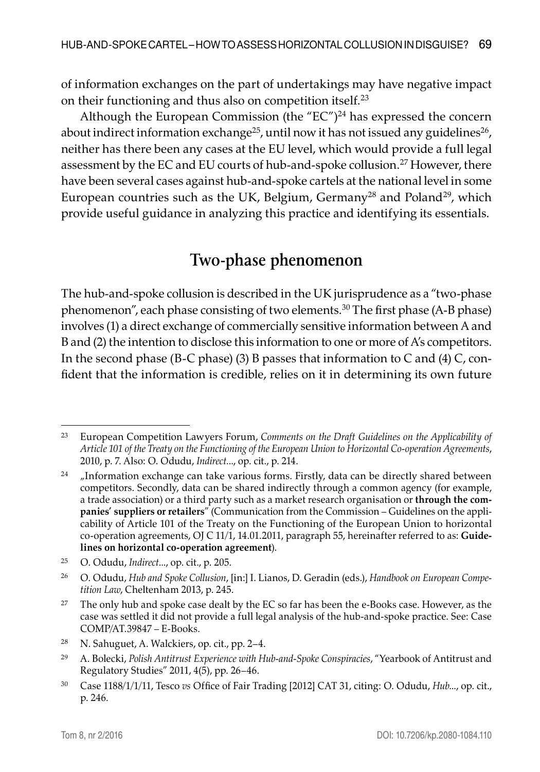of information exchanges on the part of undertakings may have negative impact on their functioning and thus also on competition itself.[23]

Although the European Commission (the "EC")[24] has expressed the concern about indirect information exchange[25], until now it has not issued any guidelines[26], neither has there been any cases at the EU level, which would provide a full legal assessment by the EC and EU courts of hub-and-spoke collusion.[27] However, there have been several cases against hub-and-spoke cartels at the national level in some European countries such as the UK, Belgium, Germany[28] and Poland[29], which provide useful guidance in analyzing this practice and identifying its essentials.

## Two-phase phenomenon

The hub-and-spoke collusion is described in the UK jurisprudence as a "two-phase phenomenon", each phase consisting of two elements.[30] The first phase (A-B phase) involves (1) a direct exchange of commercially sensitive information between A and B and (2) the intention to disclose this information to one or more of A's competitors. In the second phase (B-C phase) (3) B passes that information to C and (4) C, confident that the information is credible, relies on it in determining its own future

---

[23] European Competition Lawyers Forum, *Comments on the Draft Guidelines on the Applicability of Article 101 of the Treaty on the Functioning of the European Union to Horizontal Co-operation Agreements*, 2010, p. 7. Also: O. Odudu, *Indirect...*, op. cit., p. 214.

[24] „Information exchange can take various forms. Firstly, data can be directly shared between competitors. Secondly, data can be shared indirectly through a common agency (for example, a trade association) or a third party such as a market research organisation or **through the companies' suppliers or retailers**" (Communication from the Commission – Guidelines on the applicability of Article 101 of the Treaty on the Functioning of the European Union to horizontal co-operation agreements, OJ C 11/1, 14.01.2011, paragraph 55, hereinafter referred to as: **Guidelines on horizontal co-operation agreement**).

[25] O. Odudu, *Indirect...*, op. cit., p. 205.

[26] O. Odudu, *Hub and Spoke Collusion*, [in:] I. Lianos, D. Geradin (eds.), *Handbook on European Competition Law*, Cheltenham 2013, p. 245.

[27] The only hub and spoke case dealt by the EC so far has been the e-Books case. However, as the case was settled it did not provide a full legal analysis of the hub-and-spoke practice. See: Case COMP/AT.39847 – E-Books.

[28] N. Sahuguet, A. Walckiers, op. cit., pp. 2–4.

[29] A. Bolecki, *Polish Antitrust Experience with Hub-and-Spoke Conspiracies*, "Yearbook of Antitrust and Regulatory Studies" 2011, 4(5), pp. 26–46.

[30] Case 1188/1/1/11, Tesco *vs* Office of Fair Trading [2012] CAT 31, citing: O. Odudu, *Hub...*, op. cit., p. 246.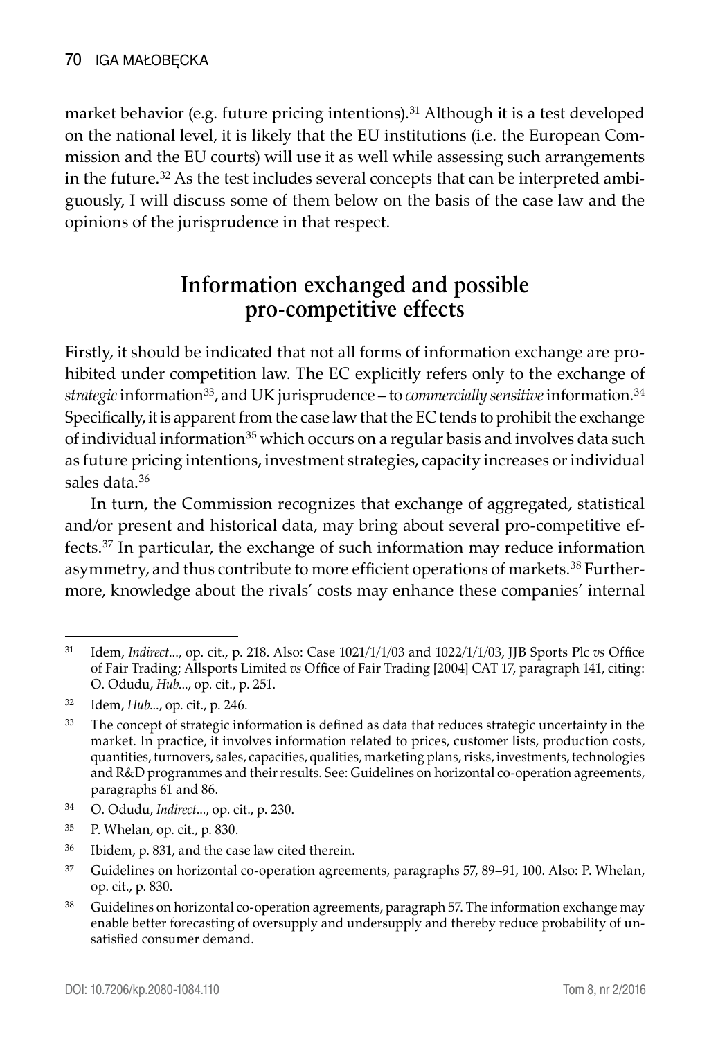market behavior (e.g. future pricing intentions).[31] Although it is a test developed on the national level, it is likely that the EU institutions (i.e. the European Commission and the EU courts) will use it as well while assessing such arrangements in the future.[32] As the test includes several concepts that can be interpreted ambiguously, I will discuss some of them below on the basis of the case law and the opinions of the jurisprudence in that respect.

## Information exchanged and possible pro-competitive effects

Firstly, it should be indicated that not all forms of information exchange are prohibited under competition law. The EC explicitly refers only to the exchange of *strategic* information[33], and UK jurisprudence – to *commercially sensitive* information.[34] Specifically, it is apparent from the case law that the EC tends to prohibit the exchange of individual information[35] which occurs on a regular basis and involves data such as future pricing intentions, investment strategies, capacity increases or individual sales data.[36]

In turn, the Commission recognizes that exchange of aggregated, statistical and/or present and historical data, may bring about several pro-competitive effects.[37] In particular, the exchange of such information may reduce information asymmetry, and thus contribute to more efficient operations of markets.[38] Furthermore, knowledge about the rivals' costs may enhance these companies' internal

---

[31] Idem, *Indirect*..., op. cit., p. 218. Also: Case 1021/1/1/03 and 1022/1/1/03, JJB Sports Plc *vs* Office of Fair Trading; Allsports Limited *vs* Office of Fair Trading [2004] CAT 17, paragraph 141, citing: O. Odudu, *Hub*..., op. cit., p. 251.

[32] Idem, *Hub*..., op. cit., p. 246.

[33] The concept of strategic information is defined as data that reduces strategic uncertainty in the market. In practice, it involves information related to prices, customer lists, production costs, quantities, turnovers, sales, capacities, qualities, marketing plans, risks, investments, technologies and R&D programmes and their results. See: Guidelines on horizontal co-operation agreements, paragraphs 61 and 86.

[34] O. Odudu, *Indirect*..., op. cit., p. 230.

[35] P. Whelan, op. cit., p. 830.

[36] Ibidem, p. 831, and the case law cited therein.

[37] Guidelines on horizontal co-operation agreements, paragraphs 57, 89–91, 100. Also: P. Whelan, op. cit., p. 830.

[38] Guidelines on horizontal co-operation agreements, paragraph 57. The information exchange may enable better forecasting of oversupply and undersupply and thereby reduce probability of unsatisfied consumer demand.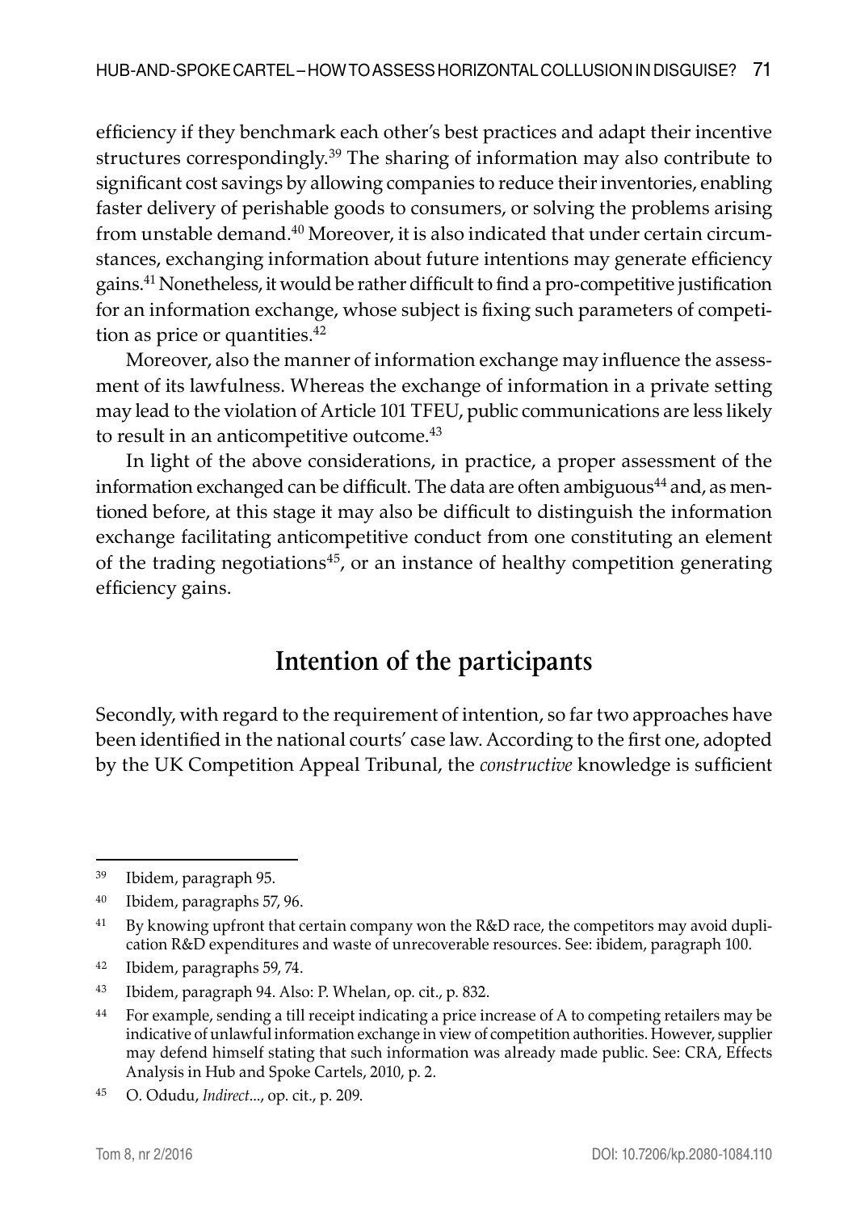efficiency if they benchmark each other's best practices and adapt their incentive structures correspondingly.[39] The sharing of information may also contribute to significant cost savings by allowing companies to reduce their inventories, enabling faster delivery of perishable goods to consumers, or solving the problems arising from unstable demand.[40] Moreover, it is also indicated that under certain circumstances, exchanging information about future intentions may generate efficiency gains.[41] Nonetheless, it would be rather difficult to find a pro-competitive justification for an information exchange, whose subject is fixing such parameters of competition as price or quantities.[42]

Moreover, also the manner of information exchange may influence the assessment of its lawfulness. Whereas the exchange of information in a private setting may lead to the violation of Article 101 TFEU, public communications are less likely to result in an anticompetitive outcome.[43]

In light of the above considerations, in practice, a proper assessment of the information exchanged can be difficult. The data are often ambiguous[44] and, as mentioned before, at this stage it may also be difficult to distinguish the information exchange facilitating anticompetitive conduct from one constituting an element of the trading negotiations[45], or an instance of healthy competition generating efficiency gains.

## Intention of the participants

Secondly, with regard to the requirement of intention, so far two approaches have been identified in the national courts' case law. According to the first one, adopted by the UK Competition Appeal Tribunal, the *constructive* knowledge is sufficient

---

[39] Ibidem, paragraph 95.

[40] Ibidem, paragraphs 57, 96.

[41] By knowing upfront that certain company won the R&D race, the competitors may avoid duplication R&D expenditures and waste of unrecoverable resources. See: ibidem, paragraph 100.

[42] Ibidem, paragraphs 59, 74.

[43] Ibidem, paragraph 94. Also: P. Whelan, op. cit., p. 832.

[44] For example, sending a till receipt indicating a price increase of A to competing retailers may be indicative of unlawful information exchange in view of competition authorities. However, supplier may defend himself stating that such information was already made public. See: CRA, Effects Analysis in Hub and Spoke Cartels, 2010, p. 2.

[45] O. Odudu, *Indirect*..., op. cit., p. 209.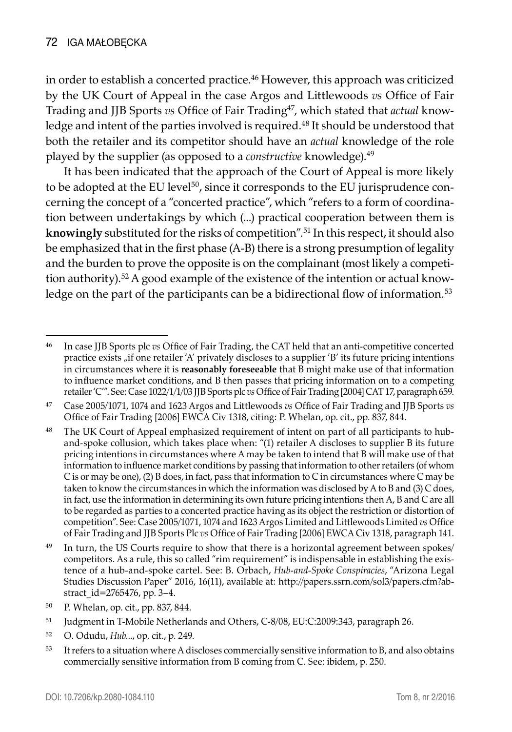in order to establish a concerted practice.[46] However, this approach was criticized by the UK Court of Appeal in the case Argos and Littlewoods *vs* Office of Fair Trading and JJB Sports *vs* Office of Fair Trading[47], which stated that *actual* knowledge and intent of the parties involved is required.[48] It should be understood that both the retailer and its competitor should have an *actual* knowledge of the role played by the supplier (as opposed to a *constructive* knowledge).[49]

It has been indicated that the approach of the Court of Appeal is more likely to be adopted at the EU level[50], since it corresponds to the EU jurisprudence concerning the concept of a "concerted practice", which "refers to a form of coordination between undertakings by which (...) practical cooperation between them is **knowingly** substituted for the risks of competition".[51] In this respect, it should also be emphasized that in the first phase (A-B) there is a strong presumption of legality and the burden to prove the opposite is on the complainant (most likely a competition authority).[52] A good example of the existence of the intention or actual knowledge on the part of the participants can be a bidirectional flow of information.[53]

---

[46] In case JJB Sports plc *vs* Office of Fair Trading, the CAT held that an anti-competitive concerted practice exists „if one retailer 'A' privately discloses to a supplier 'B' its future pricing intentions in circumstances where it is **reasonably foreseeable** that B might make use of that information to influence market conditions, and B then passes that pricing information on to a competing retailer 'C'". See: Case 1022/1/1/03 JJB Sports plc *vs* Office of Fair Trading [2004] CAT 17, paragraph 659.

[47] Case 2005/1071, 1074 and 1623 Argos and Littlewoods *vs* Office of Fair Trading and JJB Sports *vs* Office of Fair Trading [2006] EWCA Civ 1318, citing: P. Whelan, op. cit., pp. 837, 844.

[48] The UK Court of Appeal emphasized requirement of intent on part of all participants to hub-and-spoke collusion, which takes place when: "(1) retailer A discloses to supplier B its future pricing intentions in circumstances where A may be taken to intend that B will make use of that information to influence market conditions by passing that information to other retailers (of whom C is or may be one), (2) B does, in fact, pass that information to C in circumstances where C may be taken to know the circumstances in which the information was disclosed by A to B and (3) C does, in fact, use the information in determining its own future pricing intentions then A, B and C are all to be regarded as parties to a concerted practice having as its object the restriction or distortion of competition". See: Case 2005/1071, 1074 and 1623 Argos Limited and Littlewoods Limited *vs* Office of Fair Trading and JJB Sports Plc *vs* Office of Fair Trading [2006] EWCA Civ 1318, paragraph 141.

[49] In turn, the US Courts require to show that there is a horizontal agreement between spokes/competitors. As a rule, this so called "rim requirement" is indispensable in establishing the existence of a hub-and-spoke cartel. See: B. Orbach, *Hub-and-Spoke Conspiracies*, "Arizona Legal Studies Discussion Paper" 2016, 16(11), available at: http://papers.ssrn.com/sol3/papers.cfm?abstract_id=2765476, pp. 3–4.

[50] P. Whelan, op. cit., pp. 837, 844.

[51] Judgment in T-Mobile Netherlands and Others, C-8/08, EU:C:2009:343, paragraph 26.

[52] O. Odudu, *Hub*..., op. cit., p. 249.

[53] It refers to a situation where A discloses commercially sensitive information to B, and also obtains commercially sensitive information from B coming from C. See: ibidem, p. 250.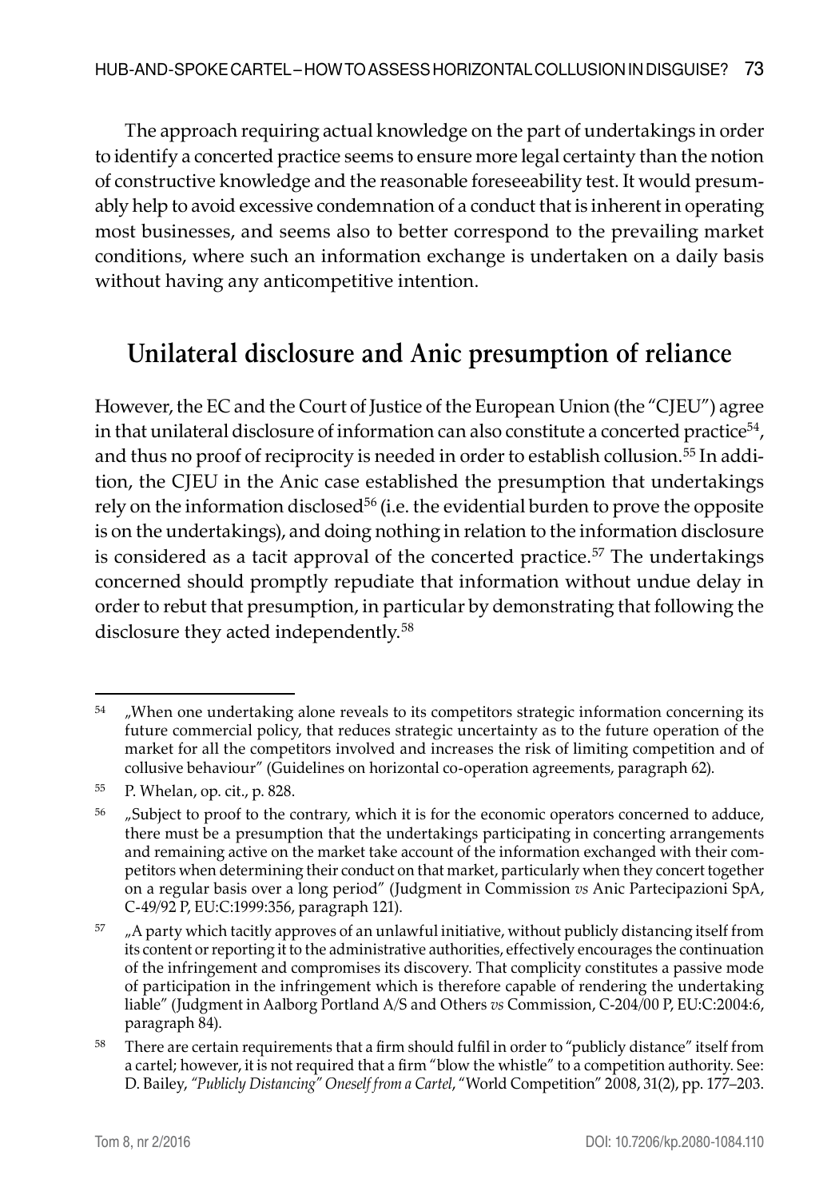The approach requiring actual knowledge on the part of undertakings in order to identify a concerted practice seems to ensure more legal certainty than the notion of constructive knowledge and the reasonable foreseeability test. It would presumably help to avoid excessive condemnation of a conduct that is inherent in operating most businesses, and seems also to better correspond to the prevailing market conditions, where such an information exchange is undertaken on a daily basis without having any anticompetitive intention.

## Unilateral disclosure and Anic presumption of reliance

However, the EC and the Court of Justice of the European Union (the "CJEU") agree in that unilateral disclosure of information can also constitute a concerted practice[54], and thus no proof of reciprocity is needed in order to establish collusion.[55] In addition, the CJEU in the Anic case established the presumption that undertakings rely on the information disclosed[56] (i.e. the evidential burden to prove the opposite is on the undertakings), and doing nothing in relation to the information disclosure is considered as a tacit approval of the concerted practice.[57] The undertakings concerned should promptly repudiate that information without undue delay in order to rebut that presumption, in particular by demonstrating that following the disclosure they acted independently.[58]

---

[54] „When one undertaking alone reveals to its competitors strategic information concerning its future commercial policy, that reduces strategic uncertainty as to the future operation of the market for all the competitors involved and increases the risk of limiting competition and of collusive behaviour" (Guidelines on horizontal co-operation agreements, paragraph 62).

[55] P. Whelan, op. cit., p. 828.

[56] „Subject to proof to the contrary, which it is for the economic operators concerned to adduce, there must be a presumption that the undertakings participating in concerting arrangements and remaining active on the market take account of the information exchanged with their competitors when determining their conduct on that market, particularly when they concert together on a regular basis over a long period" (Judgment in Commission *vs* Anic Partecipazioni SpA, C-49/92 P, EU:C:1999:356, paragraph 121).

[57] „A party which tacitly approves of an unlawful initiative, without publicly distancing itself from its content or reporting it to the administrative authorities, effectively encourages the continuation of the infringement and compromises its discovery. That complicity constitutes a passive mode of participation in the infringement which is therefore capable of rendering the undertaking liable" (Judgment in Aalborg Portland A/S and Others *vs* Commission, C-204/00 P, EU:C:2004:6, paragraph 84).

[58] There are certain requirements that a firm should fulfil in order to "publicly distance" itself from a cartel; however, it is not required that a firm "blow the whistle" to a competition authority. See: D. Bailey, *"Publicly Distancing" Oneself from a Cartel*, "World Competition" 2008, 31(2), pp. 177–203.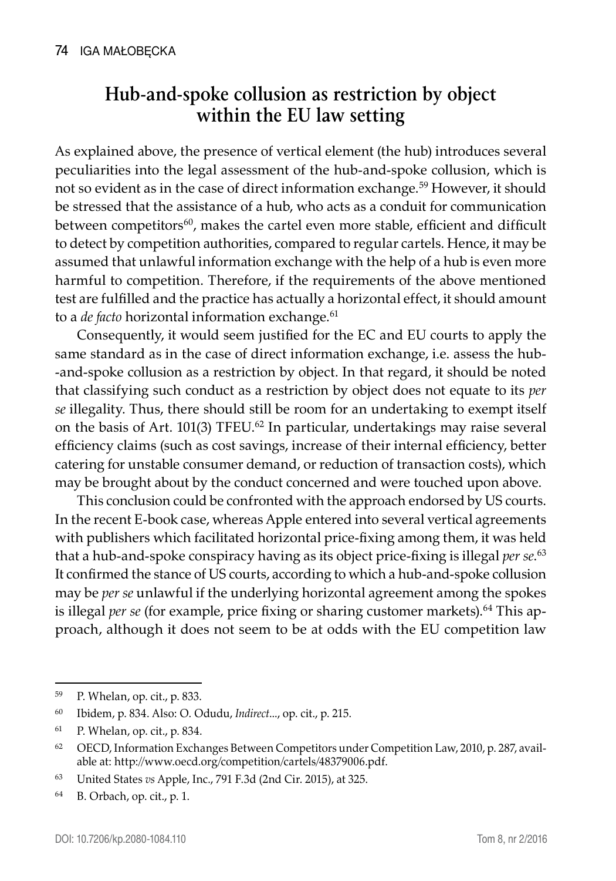## Hub-and-spoke collusion as restriction by object within the EU law setting

As explained above, the presence of vertical element (the hub) introduces several peculiarities into the legal assessment of the hub-and-spoke collusion, which is not so evident as in the case of direct information exchange.[59] However, it should be stressed that the assistance of a hub, who acts as a conduit for communication between competitors[60], makes the cartel even more stable, efficient and difficult to detect by competition authorities, compared to regular cartels. Hence, it may be assumed that unlawful information exchange with the help of a hub is even more harmful to competition. Therefore, if the requirements of the above mentioned test are fulfilled and the practice has actually a horizontal effect, it should amount to a *de facto* horizontal information exchange.[61]

Consequently, it would seem justified for the EC and EU courts to apply the same standard as in the case of direct information exchange, i.e. assess the hub-and-spoke collusion as a restriction by object. In that regard, it should be noted that classifying such conduct as a restriction by object does not equate to its *per se* illegality. Thus, there should still be room for an undertaking to exempt itself on the basis of Art. 101(3) TFEU.[62] In particular, undertakings may raise several efficiency claims (such as cost savings, increase of their internal efficiency, better catering for unstable consumer demand, or reduction of transaction costs), which may be brought about by the conduct concerned and were touched upon above.

This conclusion could be confronted with the approach endorsed by US courts. In the recent E-book case, whereas Apple entered into several vertical agreements with publishers which facilitated horizontal price-fixing among them, it was held that a hub-and-spoke conspiracy having as its object price-fixing is illegal *per se*.[63] It confirmed the stance of US courts, according to which a hub-and-spoke collusion may be *per se* unlawful if the underlying horizontal agreement among the spokes is illegal *per se* (for example, price fixing or sharing customer markets).[64] This approach, although it does not seem to be at odds with the EU competition law

---

[59] P. Whelan, op. cit., p. 833.

[60] Ibidem, p. 834. Also: O. Odudu, *Indirect*..., op. cit., p. 215.

[61] P. Whelan, op. cit., p. 834.

[62] OECD, Information Exchanges Between Competitors under Competition Law, 2010, p. 287, available at: http://www.oecd.org/competition/cartels/48379006.pdf.

[63] United States *vs* Apple, Inc., 791 F.3d (2nd Cir. 2015), at 325.

[64] B. Orbach, op. cit., p. 1.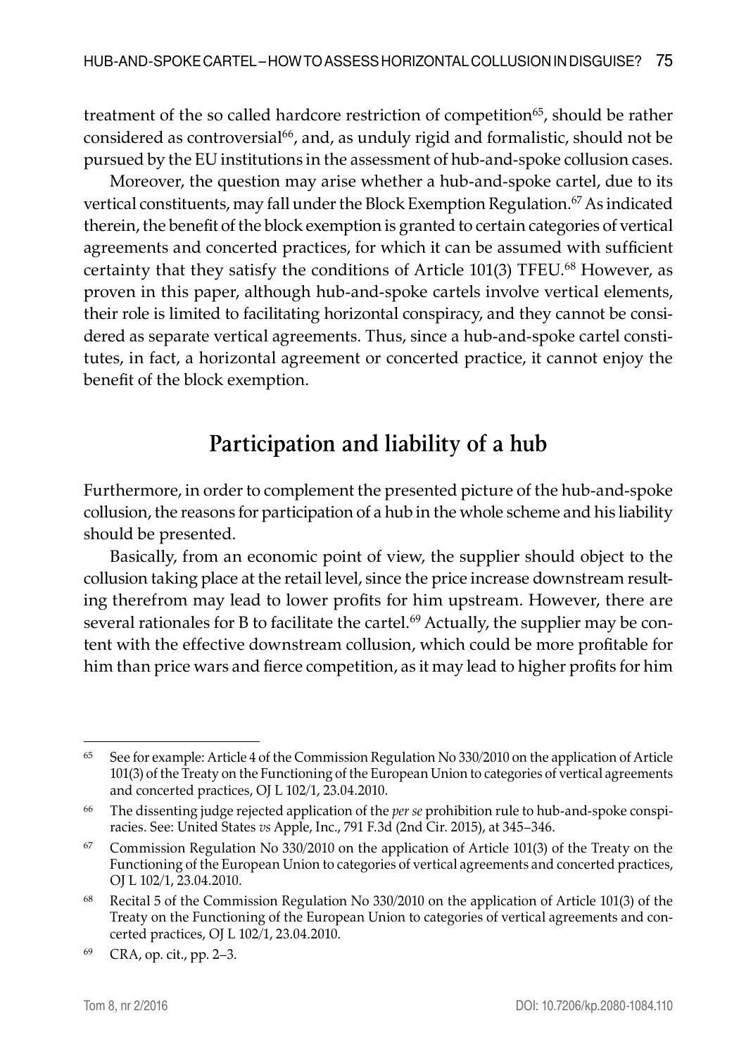treatment of the so called hardcore restriction of competition[65], should be rather considered as controversial[66], and, as unduly rigid and formalistic, should not be pursued by the EU institutions in the assessment of hub-and-spoke collusion cases.

Moreover, the question may arise whether a hub-and-spoke cartel, due to its vertical constituents, may fall under the Block Exemption Regulation.[67] As indicated therein, the benefit of the block exemption is granted to certain categories of vertical agreements and concerted practices, for which it can be assumed with sufficient certainty that they satisfy the conditions of Article 101(3) TFEU.[68] However, as proven in this paper, although hub-and-spoke cartels involve vertical elements, their role is limited to facilitating horizontal conspiracy, and they cannot be considered as separate vertical agreements. Thus, since a hub-and-spoke cartel constitutes, in fact, a horizontal agreement or concerted practice, it cannot enjoy the benefit of the block exemption.

## Participation and liability of a hub

Furthermore, in order to complement the presented picture of the hub-and-spoke collusion, the reasons for participation of a hub in the whole scheme and his liability should be presented.

Basically, from an economic point of view, the supplier should object to the collusion taking place at the retail level, since the price increase downstream resulting therefrom may lead to lower profits for him upstream. However, there are several rationales for B to facilitate the cartel.[69] Actually, the supplier may be content with the effective downstream collusion, which could be more profitable for him than price wars and fierce competition, as it may lead to higher profits for him

---

[65] See for example: Article 4 of the Commission Regulation No 330/2010 on the application of Article 101(3) of the Treaty on the Functioning of the European Union to categories of vertical agreements and concerted practices, OJ L 102/1, 23.04.2010.

[66] The dissenting judge rejected application of the *per se* prohibition rule to hub-and-spoke conspiracies. See: United States *vs* Apple, Inc., 791 F.3d (2nd Cir. 2015), at 345–346.

[67] Commission Regulation No 330/2010 on the application of Article 101(3) of the Treaty on the Functioning of the European Union to categories of vertical agreements and concerted practices, OJ L 102/1, 23.04.2010.

[68] Recital 5 of the Commission Regulation No 330/2010 on the application of Article 101(3) of the Treaty on the Functioning of the European Union to categories of vertical agreements and concerted practices, OJ L 102/1, 23.04.2010.

[69] CRA, op. cit., pp. 2–3.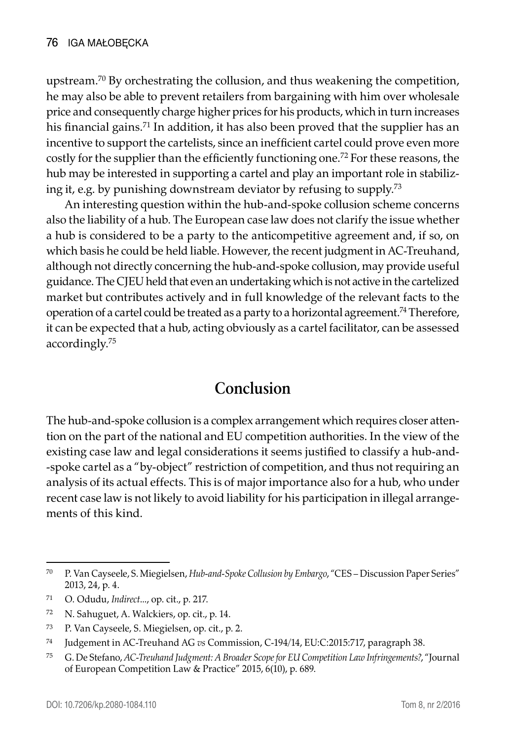upstream.[70] By orchestrating the collusion, and thus weakening the competition, he may also be able to prevent retailers from bargaining with him over wholesale price and consequently charge higher prices for his products, which in turn increases his financial gains.[71] In addition, it has also been proved that the supplier has an incentive to support the cartelists, since an inefficient cartel could prove even more costly for the supplier than the efficiently functioning one.[72] For these reasons, the hub may be interested in supporting a cartel and play an important role in stabilizing it, e.g. by punishing downstream deviator by refusing to supply.[73]

An interesting question within the hub-and-spoke collusion scheme concerns also the liability of a hub. The European case law does not clarify the issue whether a hub is considered to be a party to the anticompetitive agreement and, if so, on which basis he could be held liable. However, the recent judgment in AC-Treuhand, although not directly concerning the hub-and-spoke collusion, may provide useful guidance. The CJEU held that even an undertaking which is not active in the cartelized market but contributes actively and in full knowledge of the relevant facts to the operation of a cartel could be treated as a party to a horizontal agreement.[74] Therefore, it can be expected that a hub, acting obviously as a cartel facilitator, can be assessed accordingly.[75]

## Conclusion

The hub-and-spoke collusion is a complex arrangement which requires closer attention on the part of the national and EU competition authorities. In the view of the existing case law and legal considerations it seems justified to classify a hub-and-spoke cartel as a "by-object" restriction of competition, and thus not requiring an analysis of its actual effects. This is of major importance also for a hub, who under recent case law is not likely to avoid liability for his participation in illegal arrangements of this kind.

---

[70] P. Van Cayseele, S. Miegielsen, *Hub-and-Spoke Collusion by Embargo*, "CES – Discussion Paper Series" 2013, 24, p. 4.

[71] O. Odudu, *Indirect*..., op. cit., p. 217.

[72] N. Sahuguet, A. Walckiers, op. cit., p. 14.

[73] P. Van Cayseele, S. Miegielsen, op. cit., p. 2.

[74] Judgement in AC-Treuhand AG *vs* Commission, C-194/14, EU:C:2015:717, paragraph 38.

[75] G. De Stefano, *AC-Treuhand Judgment: A Broader Scope for EU Competition Law Infringements?*, "Journal of European Competition Law & Practice" 2015, 6(10), p. 689.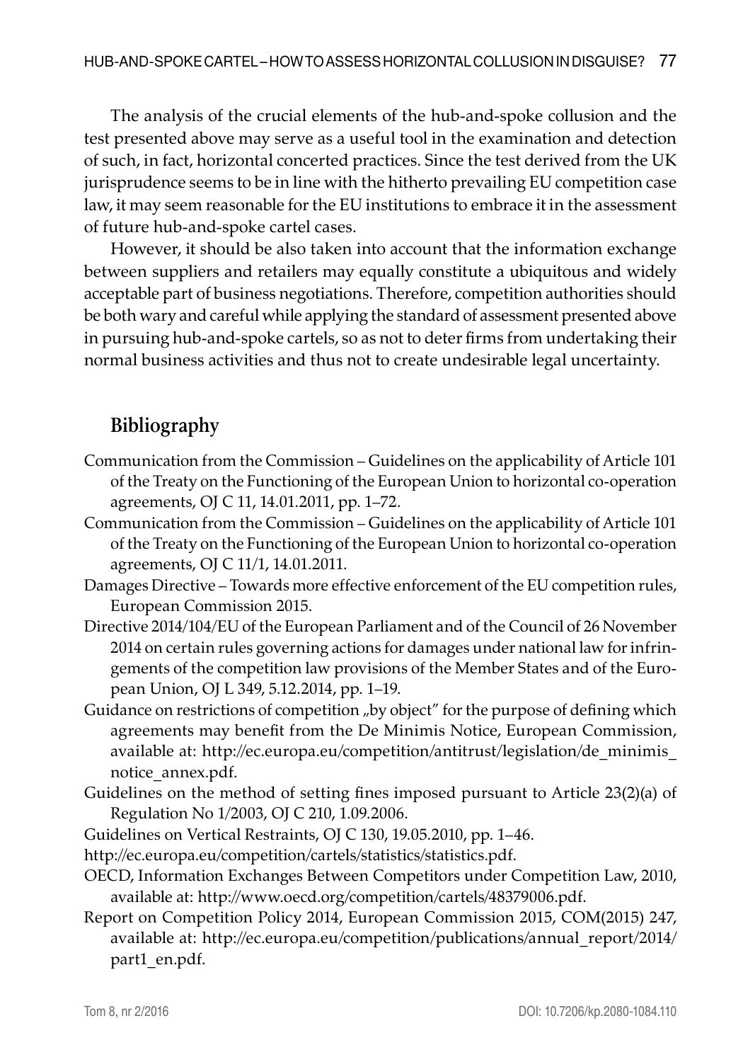The analysis of the crucial elements of the hub-and-spoke collusion and the test presented above may serve as a useful tool in the examination and detection of such, in fact, horizontal concerted practices. Since the test derived from the UK jurisprudence seems to be in line with the hitherto prevailing EU competition case law, it may seem reasonable for the EU institutions to embrace it in the assessment of future hub-and-spoke cartel cases.

However, it should be also taken into account that the information exchange between suppliers and retailers may equally constitute a ubiquitous and widely acceptable part of business negotiations. Therefore, competition authorities should be both wary and careful while applying the standard of assessment presented above in pursuing hub-and-spoke cartels, so as not to deter firms from undertaking their normal business activities and thus not to create undesirable legal uncertainty.

## Bibliography

Communication from the Commission – Guidelines on the applicability of Article 101 of the Treaty on the Functioning of the European Union to horizontal co-operation agreements, OJ C 11, 14.01.2011, pp. 1–72.

Communication from the Commission – Guidelines on the applicability of Article 101 of the Treaty on the Functioning of the European Union to horizontal co-operation agreements, OJ C 11/1, 14.01.2011.

Damages Directive – Towards more effective enforcement of the EU competition rules, European Commission 2015.

Directive 2014/104/EU of the European Parliament and of the Council of 26 November 2014 on certain rules governing actions for damages under national law for infringements of the competition law provisions of the Member States and of the European Union, OJ L 349, 5.12.2014, pp. 1–19.

Guidance on restrictions of competition „by object" for the purpose of defining which agreements may benefit from the De Minimis Notice, European Commission, available at: http://ec.europa.eu/competition/antitrust/legislation/de_minimis_notice_annex.pdf.

Guidelines on the method of setting fines imposed pursuant to Article 23(2)(a) of Regulation No 1/2003, OJ C 210, 1.09.2006.

Guidelines on Vertical Restraints, OJ C 130, 19.05.2010, pp. 1–46.

http://ec.europa.eu/competition/cartels/statistics/statistics.pdf.

OECD, Information Exchanges Between Competitors under Competition Law, 2010, available at: http://www.oecd.org/competition/cartels/48379006.pdf.

Report on Competition Policy 2014, European Commission 2015, COM(2015) 247, available at: http://ec.europa.eu/competition/publications/annual_report/2014/part1_en.pdf.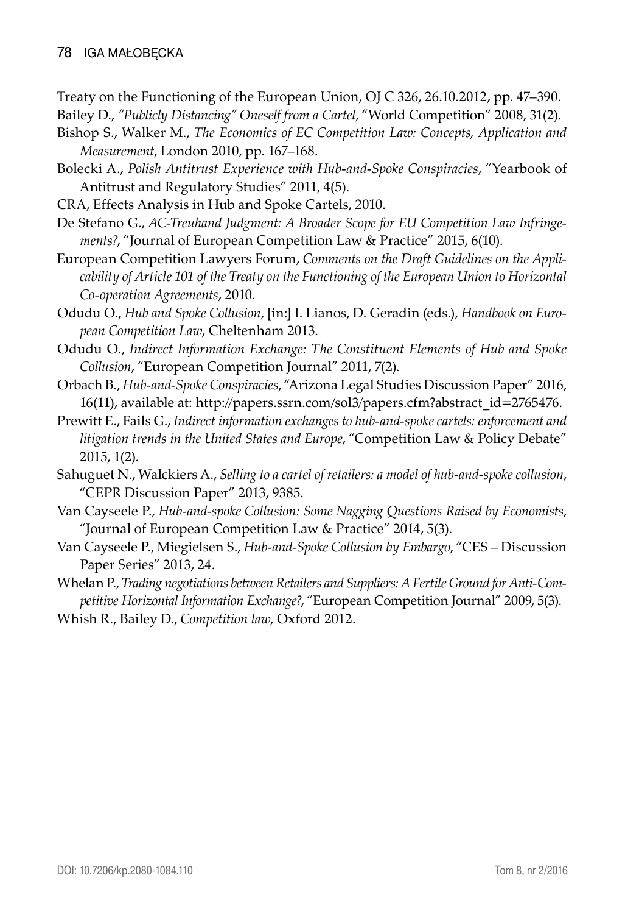Treaty on the Functioning of the European Union, OJ C 326, 26.10.2012, pp. 47–390.

Bailey D., *"Publicly Distancing" Oneself from a Cartel*, "World Competition" 2008, 31(2).

Bishop S., Walker M., *The Economics of EC Competition Law: Concepts, Application and Measurement*, London 2010, pp. 167–168.

Bolecki A., *Polish Antitrust Experience with Hub-and-Spoke Conspiracies*, "Yearbook of Antitrust and Regulatory Studies" 2011, 4(5).

CRA, Effects Analysis in Hub and Spoke Cartels, 2010.

De Stefano G., *AC-Treuhand Judgment: A Broader Scope for EU Competition Law Infringements?*, "Journal of European Competition Law & Practice" 2015, 6(10).

European Competition Lawyers Forum, *Comments on the Draft Guidelines on the Applicability of Article 101 of the Treaty on the Functioning of the European Union to Horizontal Co-operation Agreements*, 2010.

Odudu O., *Hub and Spoke Collusion*, [in:] I. Lianos, D. Geradin (eds.), *Handbook on European Competition Law*, Cheltenham 2013.

Odudu O., *Indirect Information Exchange: The Constituent Elements of Hub and Spoke Collusion*, "European Competition Journal" 2011, 7(2).

Orbach B., *Hub-and-Spoke Conspiracies*, "Arizona Legal Studies Discussion Paper" 2016, 16(11), available at: http://papers.ssrn.com/sol3/papers.cfm?abstract_id=2765476.

Prewitt E., Fails G., *Indirect information exchanges to hub-and-spoke cartels: enforcement and litigation trends in the United States and Europe*, "Competition Law & Policy Debate" 2015, 1(2).

Sahuguet N., Walckiers A., *Selling to a cartel of retailers: a model of hub-and-spoke collusion*, "CEPR Discussion Paper" 2013, 9385.

Van Cayseele P., *Hub-and-spoke Collusion: Some Nagging Questions Raised by Economists*, "Journal of European Competition Law & Practice" 2014, 5(3).

Van Cayseele P., Miegielsen S., *Hub-and-Spoke Collusion by Embargo*, "CES – Discussion Paper Series" 2013, 24.

Whelan P., *Trading negotiations between Retailers and Suppliers: A Fertile Ground for Anti-Competitive Horizontal Information Exchange?*, "European Competition Journal" 2009, 5(3).

Whish R., Bailey D., *Competition law*, Oxford 2012.